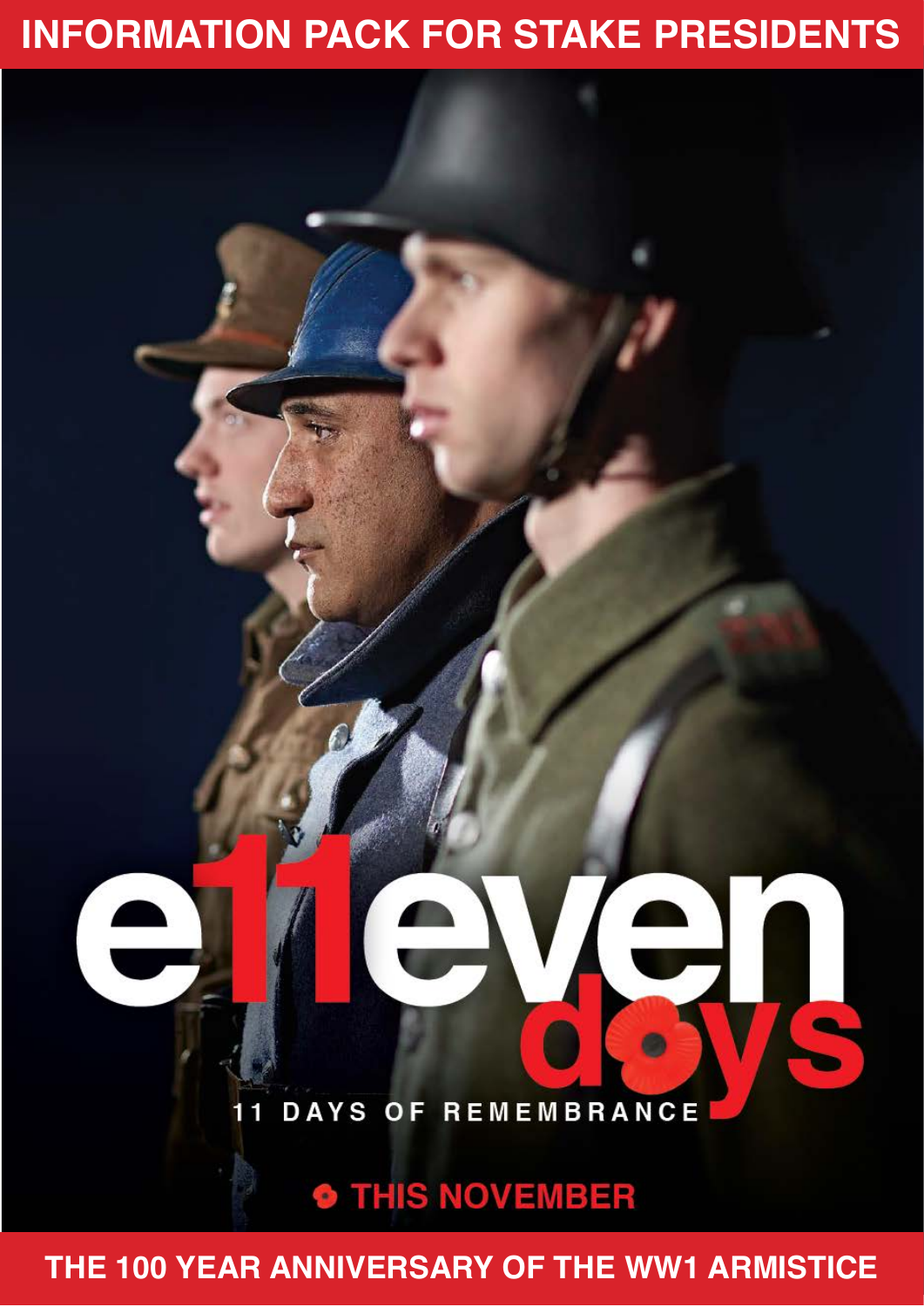# INFORMATION PACK FOR STAKE PRESIDENTS

e11even days

11 DAYS OF REMEMBRANCE

THIS NOVEMBER

## THE 100 YEAR ANNIVERSARY OF THE WW1 ARMISTICE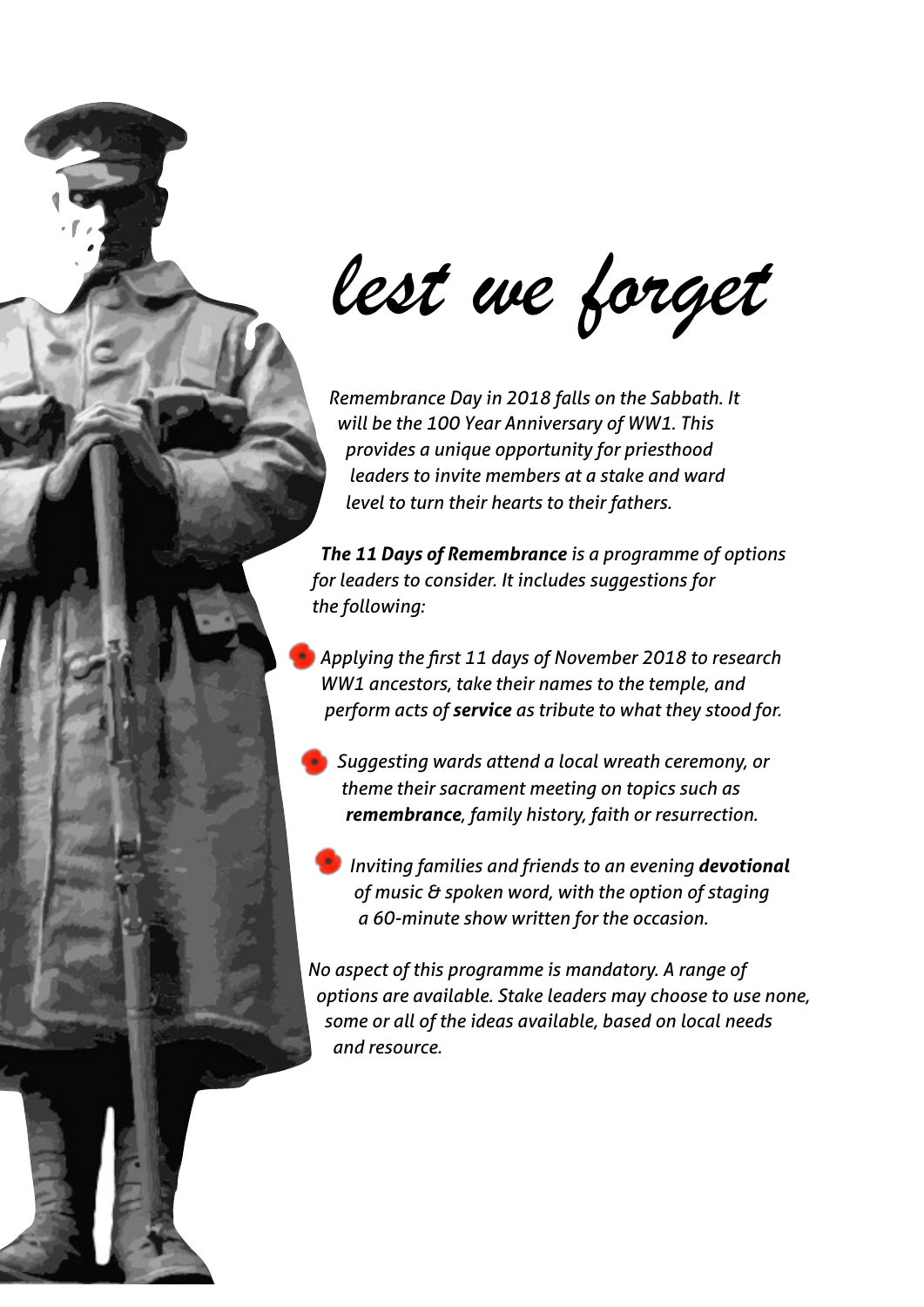# *lest we forget*

*Remembrance Day in 2018 falls on the Sabbath. It will be the 100 Year Anniversary of WW1. This provides a unique opportunity for priesthood leaders to invite members at a stake and ward level to turn their hearts to their fathers.*

***The 11 Days of Remembrance** is a programme of options for leaders to consider. It includes suggestions for the following:*

- *Applying the first 11 days of November 2018 to research WW1 ancestors, take their names to the temple, and perform acts of **service** as tribute to what they stood for.*
- *Suggesting wards attend a local wreath ceremony, or theme their sacrament meeting on topics such as **remembrance**, family history, faith or resurrection.*
- *Inviting families and friends to an evening **devotional** of music & spoken word, with the option of staging a 60-minute show written for the occasion.*

*No aspect of this programme is mandatory. A range of options are available. Stake leaders may choose to use none, some or all of the ideas available, based on local needs and resource.*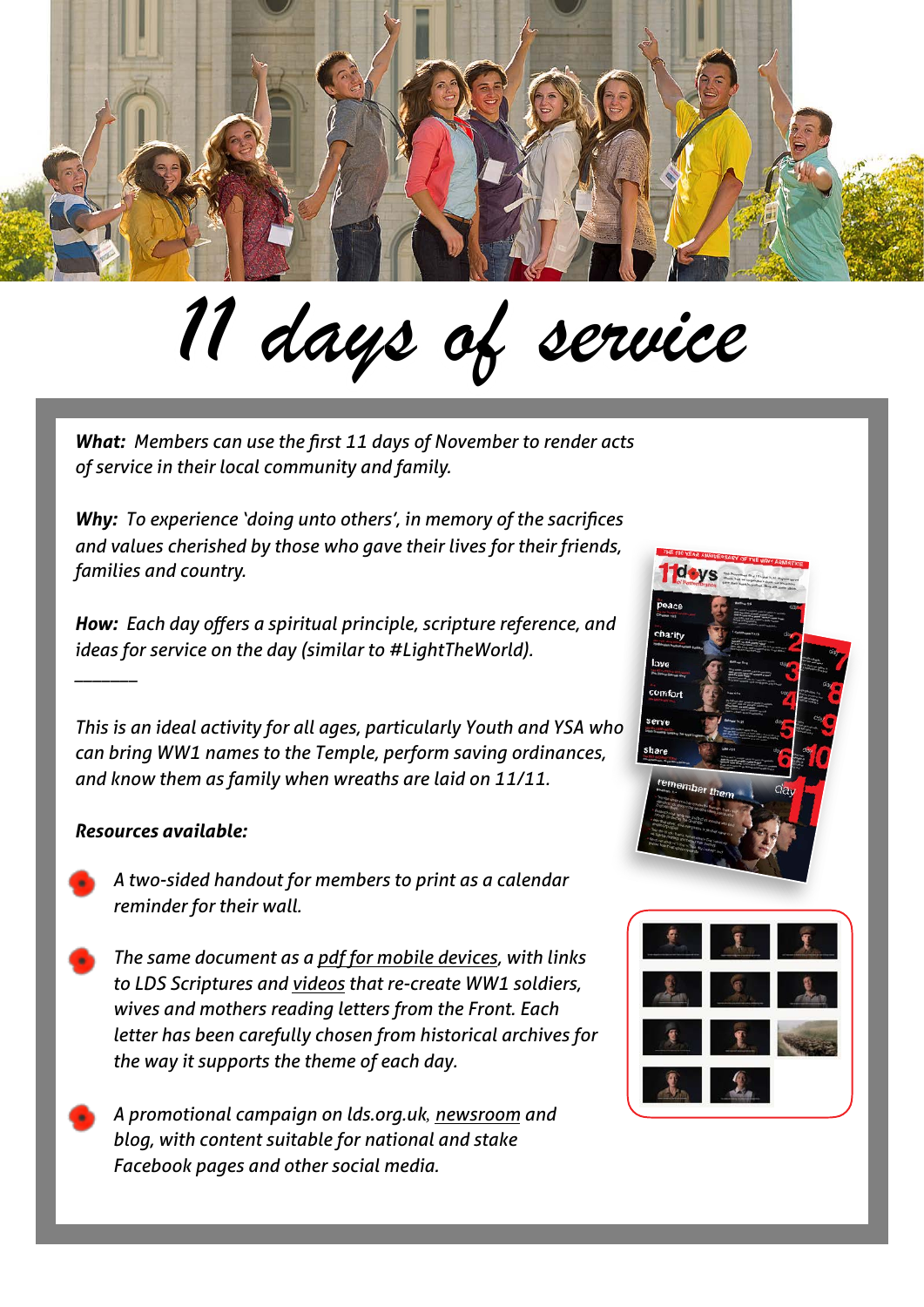# 11 days of service

***What:*** *Members can use the first 11 days of November to render acts of service in their local community and family.*

***Why:*** *To experience 'doing unto others', in memory of the sacrifices and values cherished by those who gave their lives for their friends, families and country.*

***How:*** *Each day offers a spiritual principle, scripture reference, and ideas for service on the day (similar to #LightTheWorld).*

---

*This is an ideal activity for all ages, particularly Youth and YSA who can bring WW1 names to the Temple, perform saving ordinances, and know them as family when wreaths are laid on 11/11.*

***Resources available:***

- *A two-sided handout for members to print as a calendar reminder for their wall.*
- *The same document as a pdf for mobile devices, with links to LDS Scriptures and videos that re-create WW1 soldiers, wives and mothers reading letters from the Front. Each letter has been carefully chosen from historical archives for the way it supports the theme of each day.*
- *A promotional campaign on lds.org.uk, newsroom and blog, with content suitable for national and stake Facebook pages and other social media.*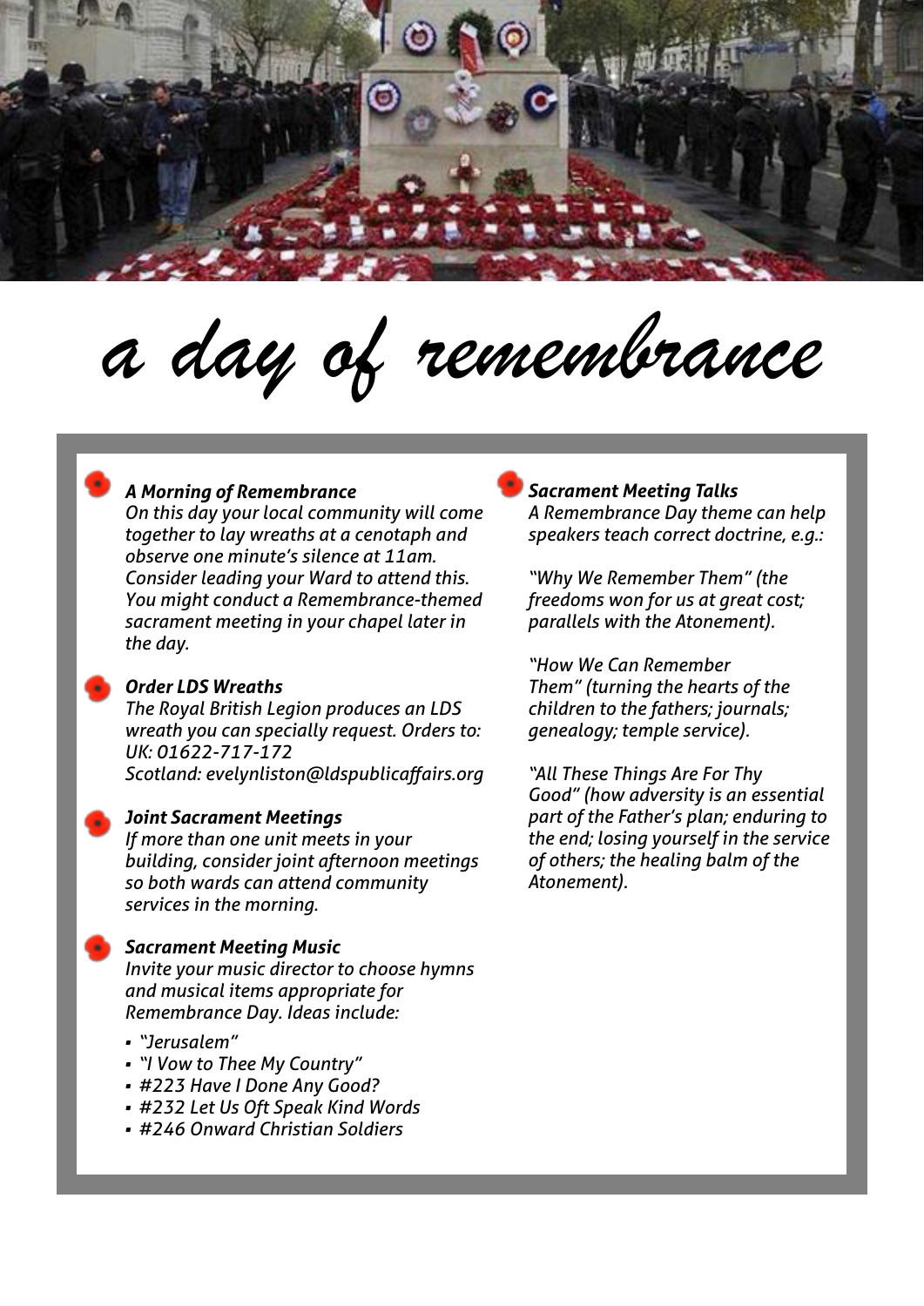# a day of remembrance

### *A Morning of Remembrance*

*On this day your local community will come together to lay wreaths at a cenotaph and observe one minute's silence at 11am. Consider leading your Ward to attend this. You might conduct a Remembrance-themed sacrament meeting in your chapel later in the day.*

### *Order LDS Wreaths*

*The Royal British Legion produces an LDS wreath you can specially request. Orders to:*
*UK: 01622-717-172*
*Scotland: evelynliston@ldspublicaffairs.org*

### *Joint Sacrament Meetings*

*If more than one unit meets in your building, consider joint afternoon meetings so both wards can attend community services in the morning.*

### *Sacrament Meeting Music*

*Invite your music director to choose hymns and musical items appropriate for Remembrance Day. Ideas include:*

- *"Jerusalem"*
- *"I Vow to Thee My Country"*
- *#223 Have I Done Any Good?*
- *#232 Let Us Oft Speak Kind Words*
- *#246 Onward Christian Soldiers*

### *Sacrament Meeting Talks*

*A Remembrance Day theme can help speakers teach correct doctrine, e.g.:*

*"Why We Remember Them" (the freedoms won for us at great cost; parallels with the Atonement).*

*"How We Can Remember Them" (turning the hearts of the children to the fathers; journals; genealogy; temple service).*

*"All These Things Are For Thy Good" (how adversity is an essential part of the Father's plan; enduring to the end; losing yourself in the service of others; the healing balm of the Atonement).*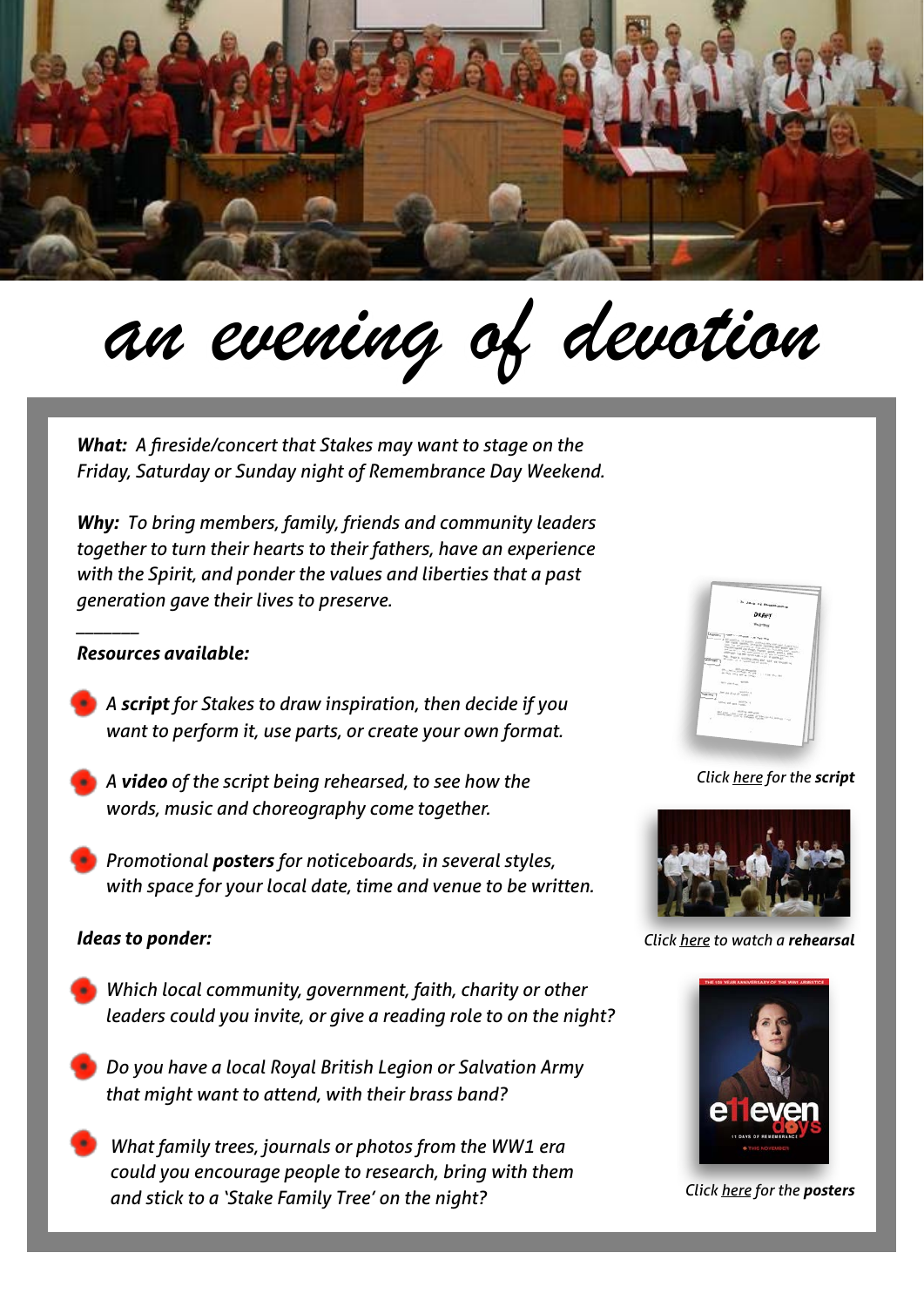# an evening of devotion

***What:*** *A fireside/concert that Stakes may want to stage on the Friday, Saturday or Sunday night of Remembrance Day Weekend.*

***Why:*** *To bring members, family, friends and community leaders together to turn their hearts to their fathers, have an experience with the Spirit, and ponder the values and liberties that a past generation gave their lives to preserve.*

---

***Resources available:***

- *A **script** for Stakes to draw inspiration, then decide if you want to perform it, use parts, or create your own format.*
- *A **video** of the script being rehearsed, to see how the words, music and choreography come together.*
- *Promotional **posters** for noticeboards, in several styles, with space for your local date, time and venue to be written.*

***Ideas to ponder:***

- *Which local community, government, faith, charity or other leaders could you invite, or give a reading role to on the night?*
- *Do you have a local Royal British Legion or Salvation Army that might want to attend, with their brass band?*
- *What family trees, journals or photos from the WW1 era could you encourage people to research, bring with them and stick to a 'Stake Family Tree' on the night?*

*Click here for the **script***

*Click here to watch a **rehearsal***

*Click here for the **posters***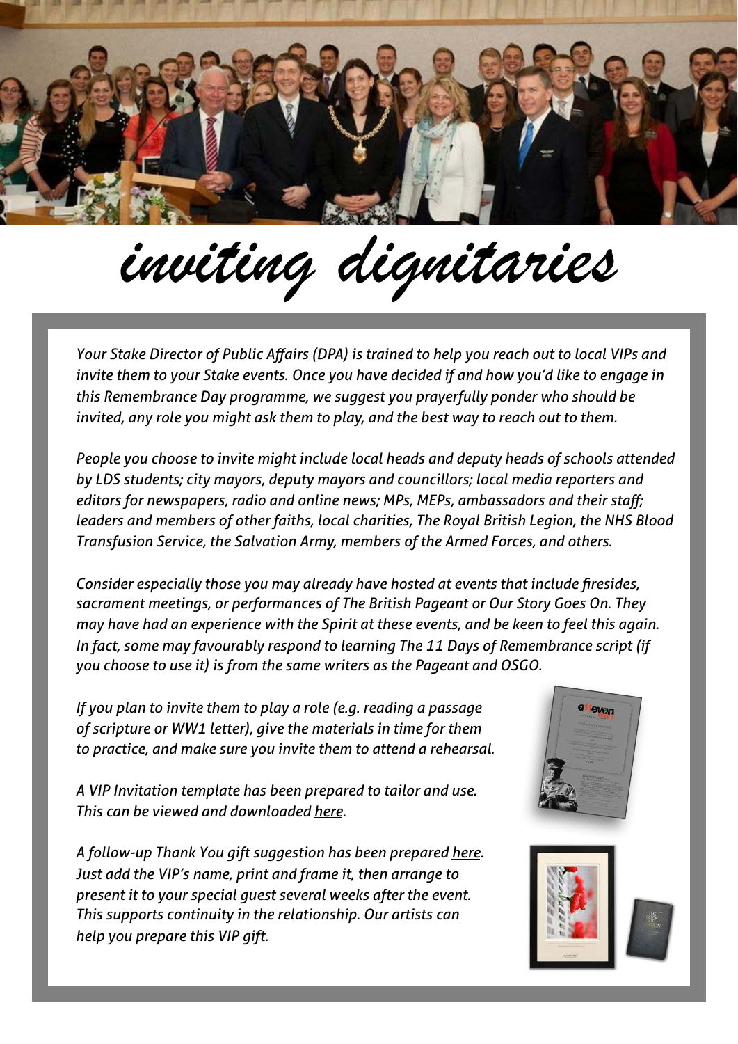# inviting dignitaries

*Your Stake Director of Public Affairs (DPA) is trained to help you reach out to local VIPs and invite them to your Stake events. Once you have decided if and how you'd like to engage in this Remembrance Day programme, we suggest you prayerfully ponder who should be invited, any role you might ask them to play, and the best way to reach out to them.*

*People you choose to invite might include local heads and deputy heads of schools attended by LDS students; city mayors, deputy mayors and councillors; local media reporters and editors for newspapers, radio and online news; MPs, MEPs, ambassadors and their staff; leaders and members of other faiths, local charities, The Royal British Legion, the NHS Blood Transfusion Service, the Salvation Army, members of the Armed Forces, and others.*

*Consider especially those you may already have hosted at events that include firesides, sacrament meetings, or performances of The British Pageant or Our Story Goes On. They may have had an experience with the Spirit at these events, and be keen to feel this again. In fact, some may favourably respond to learning The 11 Days of Remembrance script (if you choose to use it) is from the same writers as the Pageant and OSGO.*

*If you plan to invite them to play a role (e.g. reading a passage of scripture or WW1 letter), give the materials in time for them to practice, and make sure you invite them to attend a rehearsal.*

*A VIP Invitation template has been prepared to tailor and use. This can be viewed and downloaded here.*

*A follow-up Thank You gift suggestion has been prepared here. Just add the VIP's name, print and frame it, then arrange to present it to your special guest several weeks after the event. This supports continuity in the relationship. Our artists can help you prepare this VIP gift.*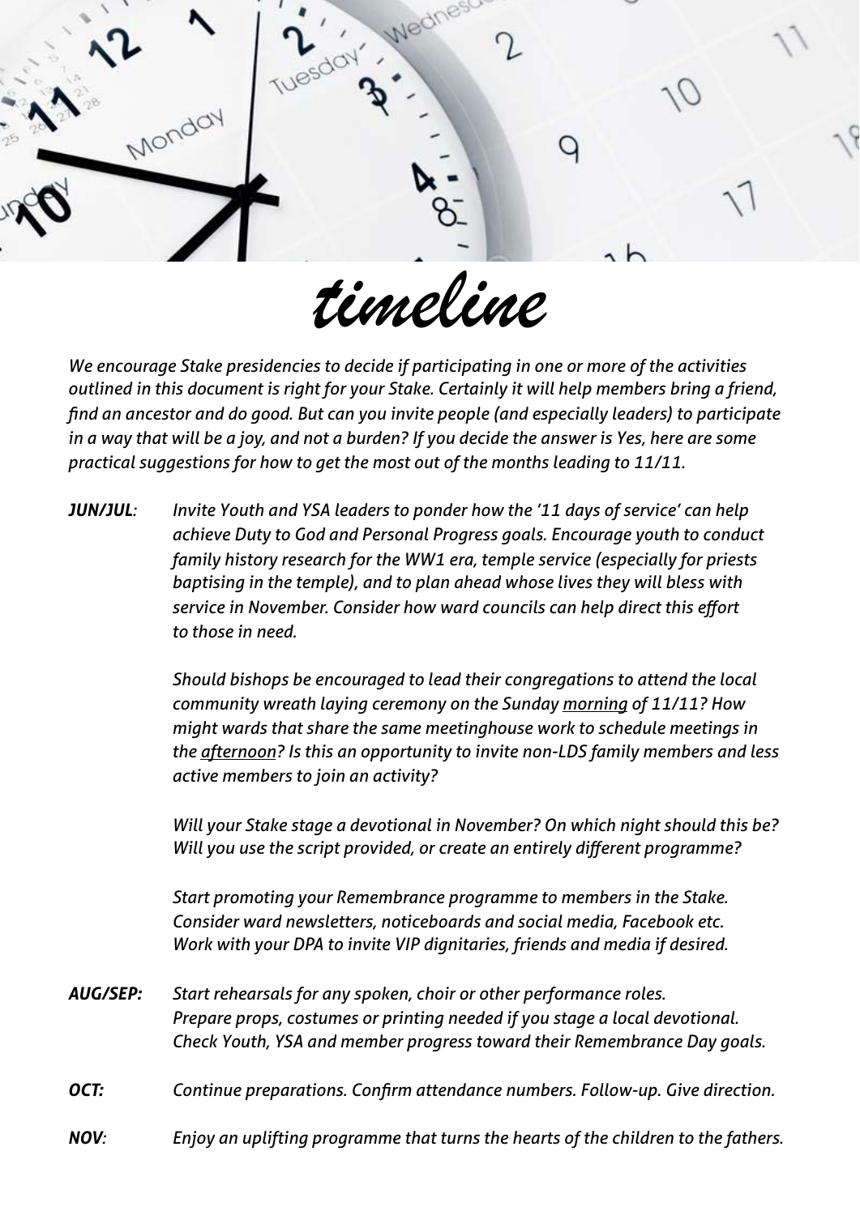# *timeline*

*We encourage Stake presidencies to decide if participating in one or more of the activities outlined in this document is right for your Stake. Certainly it will help members bring a friend, find an ancestor and do good. But can you invite people (and especially leaders) to participate in a way that will be a joy, and not a burden? If you decide the answer is Yes, here are some practical suggestions for how to get the most out of the months leading to 11/11.*

***JUN/JUL**:* *Invite Youth and YSA leaders to ponder how the '11 days of service' can help achieve Duty to God and Personal Progress goals. Encourage youth to conduct family history research for the WW1 era, temple service (especially for priests baptising in the temple), and to plan ahead whose lives they will bless with service in November. Consider how ward councils can help direct this effort to those in need.*

*Should bishops be encouraged to lead their congregations to attend the local community wreath laying ceremony on the Sunday <u>morning</u> of 11/11? How might wards that share the same meetinghouse work to schedule meetings in the <u>afternoon</u>? Is this an opportunity to invite non-LDS family members and less active members to join an activity?*

*Will your Stake stage a devotional in November? On which night should this be? Will you use the script provided, or create an entirely different programme?*

*Start promoting your Remembrance programme to members in the Stake. Consider ward newsletters, noticeboards and social media, Facebook etc. Work with your DPA to invite VIP dignitaries, friends and media if desired.*

***AUG/SEP:*** *Start rehearsals for any spoken, choir or other performance roles. Prepare props, costumes or printing needed if you stage a local devotional. Check Youth, YSA and member progress toward their Remembrance Day goals.*

***OCT:*** *Continue preparations. Confirm attendance numbers. Follow-up. Give direction.*

***NOV**:* *Enjoy an uplifting programme that turns the hearts of the children to the fathers.*